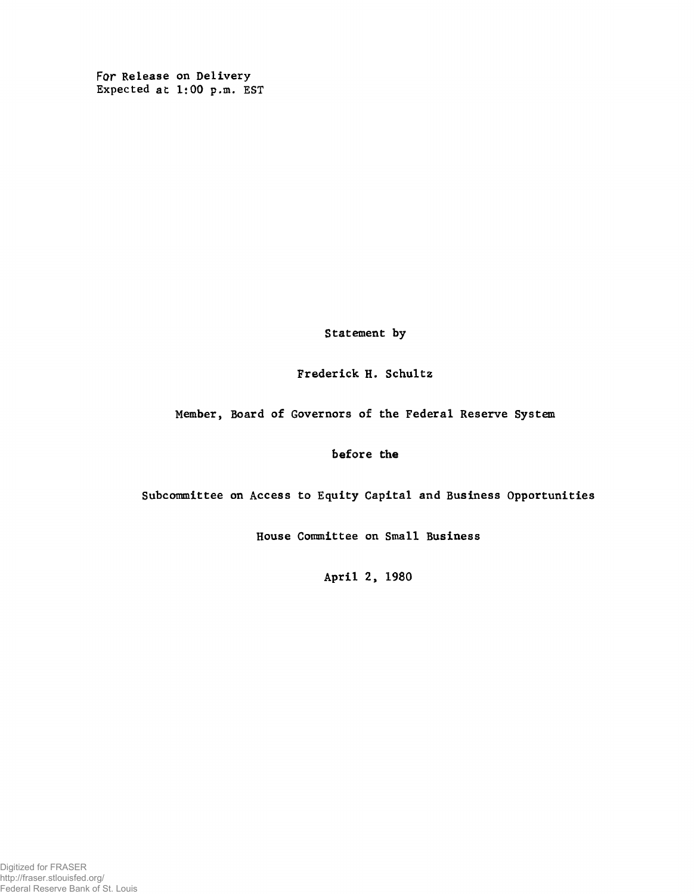For Release on Delivery
Expected at 1:00 p.m. EST

Statement by

Frederick H. Schultz

Member, Board of Governors of the Federal Reserve System

before the

Subcommittee on Access to Equity Capital and Business Opportunities

House Committee on Small Business

April 2, 1980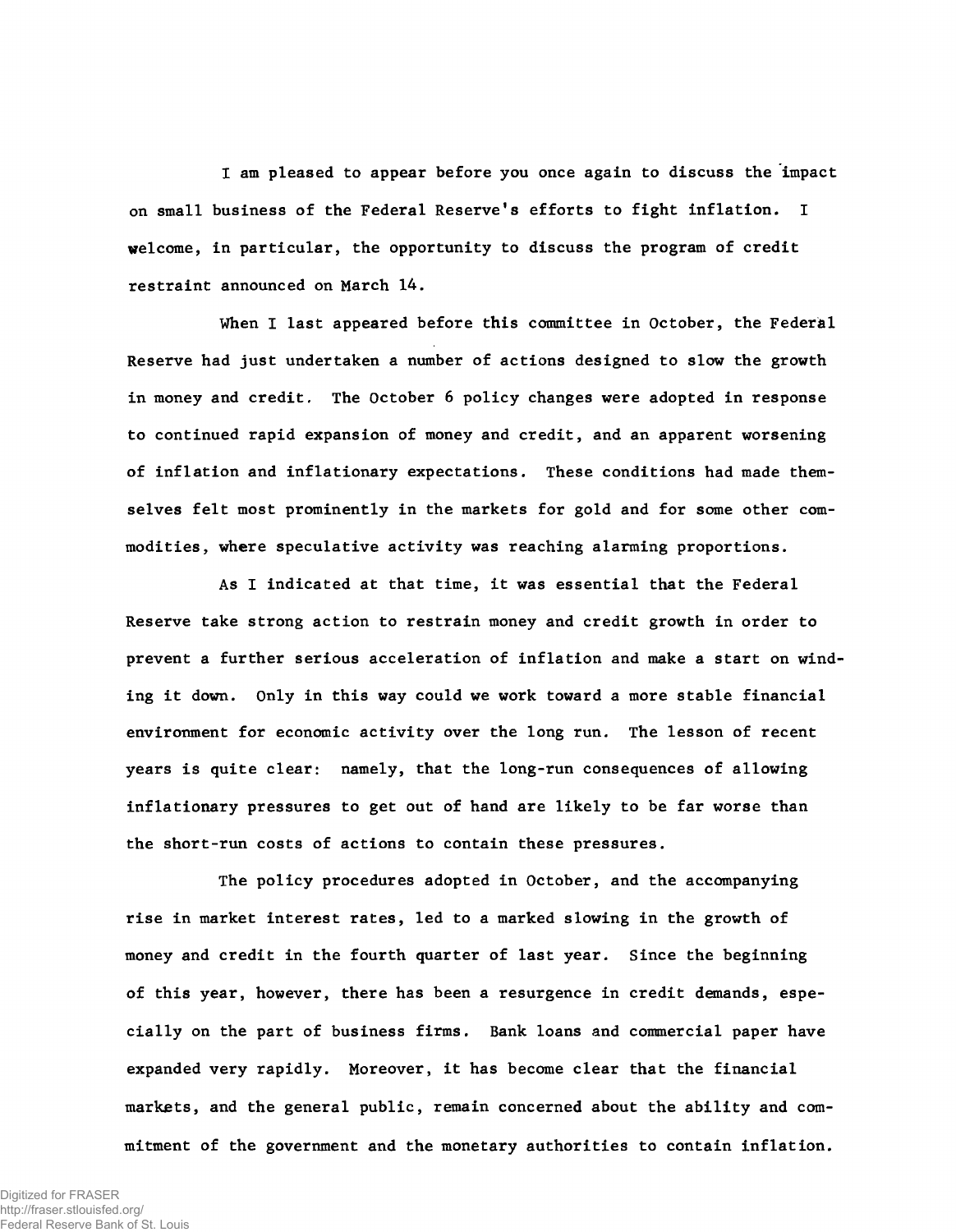I am pleased to appear before you once again to discuss the impact on small business of the Federal Reserve's efforts to fight inflation. I welcome, in particular, the opportunity to discuss the program of credit restraint announced on March 14.

When I last appeared before this committee in October, the Federal Reserve had just undertaken a number of actions designed to slow the growth in money and credit. The October 6 policy changes were adopted in response to continued rapid expansion of money and credit, and an apparent worsening of inflation and inflationary expectations. These conditions had made themselves felt most prominently in the markets for gold and for some other commodities, where speculative activity was reaching alarming proportions.

As I indicated at that time, it was essential that the Federal Reserve take strong action to restrain money and credit growth in order to prevent a further serious acceleration of inflation and make a start on winding it down. Only in this way could we work toward a more stable financial environment for economic activity over the long run. The lesson of recent years is quite clear: namely, that the long-run consequences of allowing inflationary pressures to get out of hand are likely to be far worse than the short-run costs of actions to contain these pressures.

The policy procedures adopted in October, and the accompanying rise in market interest rates, led to a marked slowing in the growth of money and credit in the fourth quarter of last year. Since the beginning of this year, however, there has been a resurgence in credit demands, especially on the part of business firms. Bank loans and commercial paper have expanded very rapidly. Moreover, it has become clear that the financial markets, and the general public, remain concerned about the ability and commitment of the government and the monetary authorities to contain inflation.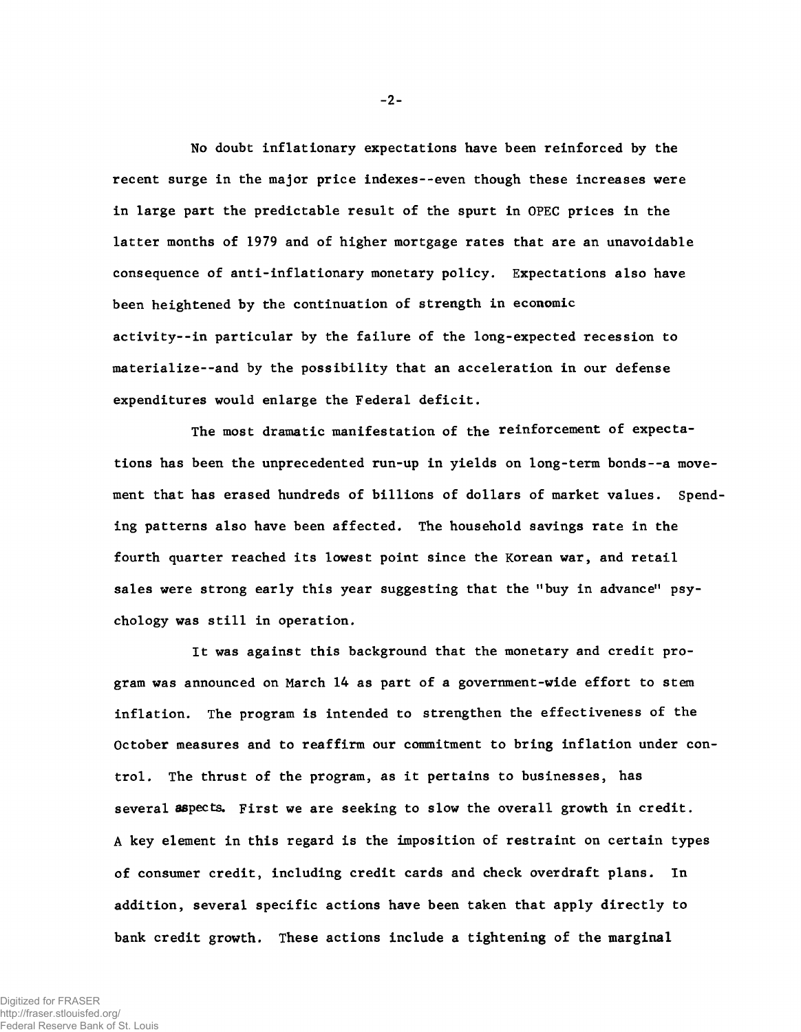No doubt inflationary expectations have been reinforced by the recent surge in the major price indexes--even though these increases were in large part the predictable result of the spurt in OPEC prices in the latter months of 1979 and of higher mortgage rates that are an unavoidable consequence of anti-inflationary monetary policy. Expectations also have been heightened by the continuation of strength in economic activity--in particular by the failure of the long-expected recession to materialize--and by the possibility that an acceleration in our defense expenditures would enlarge the Federal deficit.

The most dramatic manifestation of the reinforcement of expectations has been the unprecedented run-up in yields on long-term bonds--a movement that has erased hundreds of billions of dollars of market values. Spending patterns also have been affected. The household savings rate in the fourth quarter reached its lowest point since the Korean war, and retail sales were strong early this year suggesting that the "buy in advance" psychology was still in operation.

It was against this background that the monetary and credit program was announced on March 14 as part of a government-wide effort to stem inflation. The program is intended to strengthen the effectiveness of the October measures and to reaffirm our commitment to bring inflation under control. The thrust of the program, as it pertains to businesses, has several aspects. First we are seeking to slow the overall growth in credit. A key element in this regard is the imposition of restraint on certain types of consumer credit, including credit cards and check overdraft plans. In addition, several specific actions have been taken that apply directly to bank credit growth. These actions include a tightening of the marginal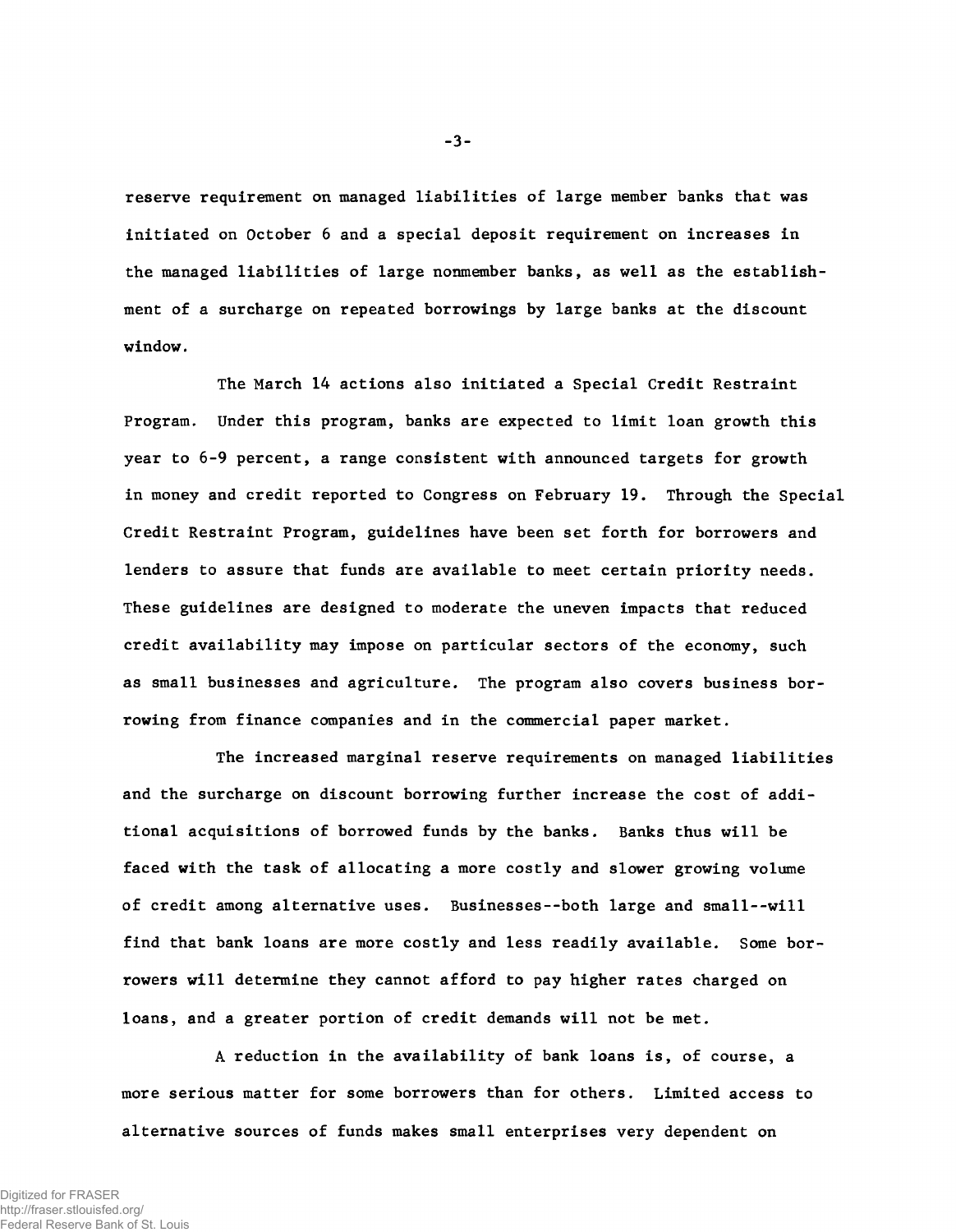reserve requirement on managed liabilities of large member banks that was initiated on October 6 and a special deposit requirement on increases in the managed liabilities of large nonmember banks, as well as the establishment of a surcharge on repeated borrowings by large banks at the discount window.

The March 14 actions also initiated a Special Credit Restraint Program. Under this program, banks are expected to limit loan growth this year to 6-9 percent, a range consistent with announced targets for growth in money and credit reported to Congress on February 19. Through the Special Credit Restraint Program, guidelines have been set forth for borrowers and lenders to assure that funds are available to meet certain priority needs. These guidelines are designed to moderate the uneven impacts that reduced credit availability may impose on particular sectors of the economy, such as small businesses and agriculture. The program also covers business borrowing from finance companies and in the commercial paper market.

The increased marginal reserve requirements on managed liabilities and the surcharge on discount borrowing further increase the cost of additional acquisitions of borrowed funds by the banks. Banks thus will be faced with the task of allocating a more costly and slower growing volume of credit among alternative uses. Businesses--both large and small--will find that bank loans are more costly and less readily available. Some borrowers will determine they cannot afford to pay higher rates charged on loans, and a greater portion of credit demands will not be met.

A reduction in the availability of bank loans is, of course, a more serious matter for some borrowers than for others. Limited access to alternative sources of funds makes small enterprises very dependent on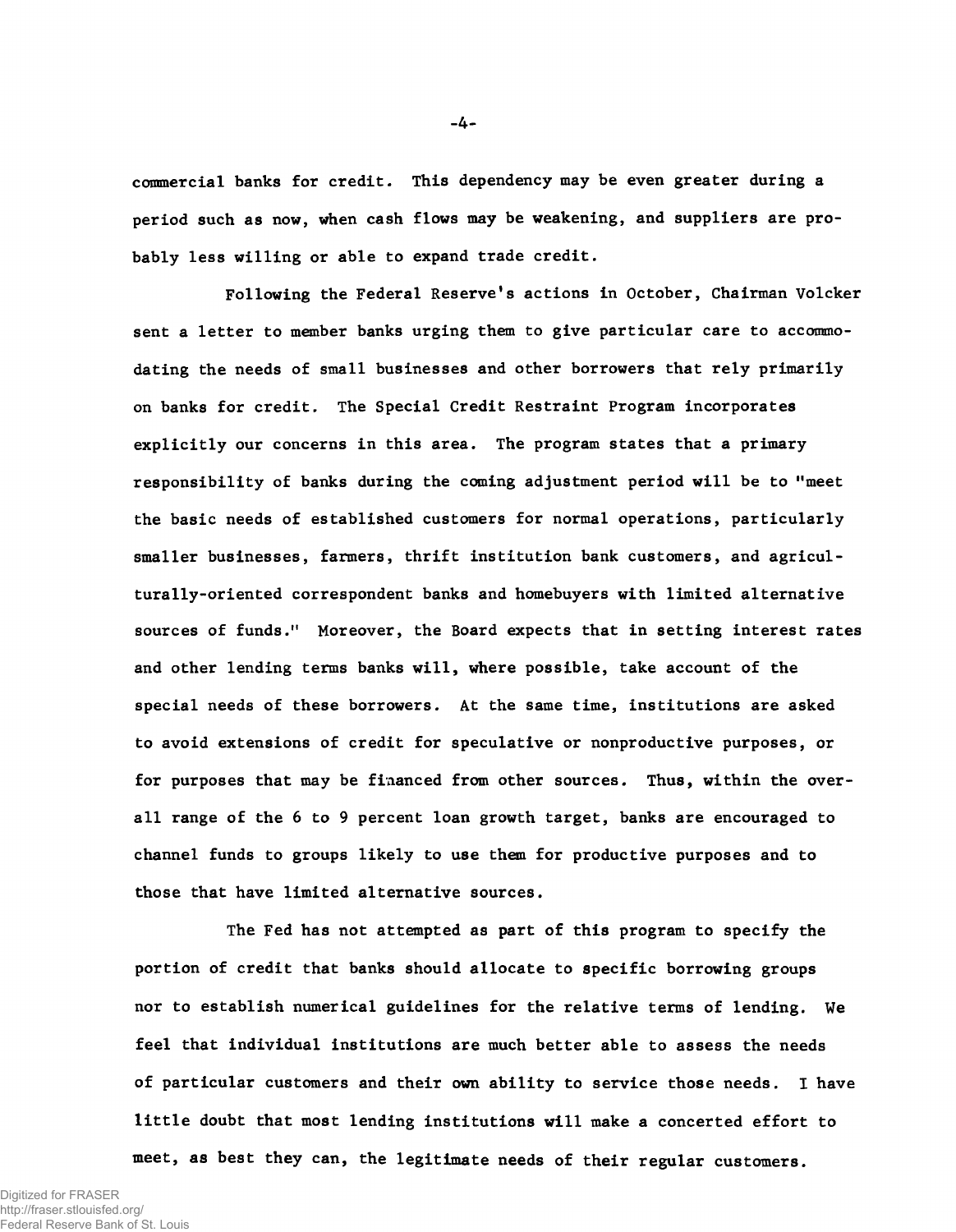commercial banks for credit. This dependency may be even greater during a period such as now, when cash flows may be weakening, and suppliers are probably less willing or able to expand trade credit.

Following the Federal Reserve's actions in October, Chairman Volcker sent a letter to member banks urging them to give particular care to accommodating the needs of small businesses and other borrowers that rely primarily on banks for credit. The Special Credit Restraint Program incorporates explicitly our concerns in this area. The program states that a primary responsibility of banks during the coming adjustment period will be to "meet the basic needs of established customers for normal operations, particularly smaller businesses, farmers, thrift institution bank customers, and agriculturally-oriented correspondent banks and homebuyers with limited alternative sources of funds." Moreover, the Board expects that in setting interest rates and other lending terms banks will, where possible, take account of the special needs of these borrowers. At the same time, institutions are asked to avoid extensions of credit for speculative or nonproductive purposes, or for purposes that may be financed from other sources. Thus, within the overall range of the 6 to 9 percent loan growth target, banks are encouraged to channel funds to groups likely to use them for productive purposes and to those that have limited alternative sources.

The Fed has not attempted as part of this program to specify the portion of credit that banks should allocate to specific borrowing groups nor to establish numerical guidelines for the relative terms of lending. We feel that individual institutions are much better able to assess the needs of particular customers and their own ability to service those needs. I have little doubt that most lending institutions will make a concerted effort to meet, as best they can, the legitimate needs of their regular customers.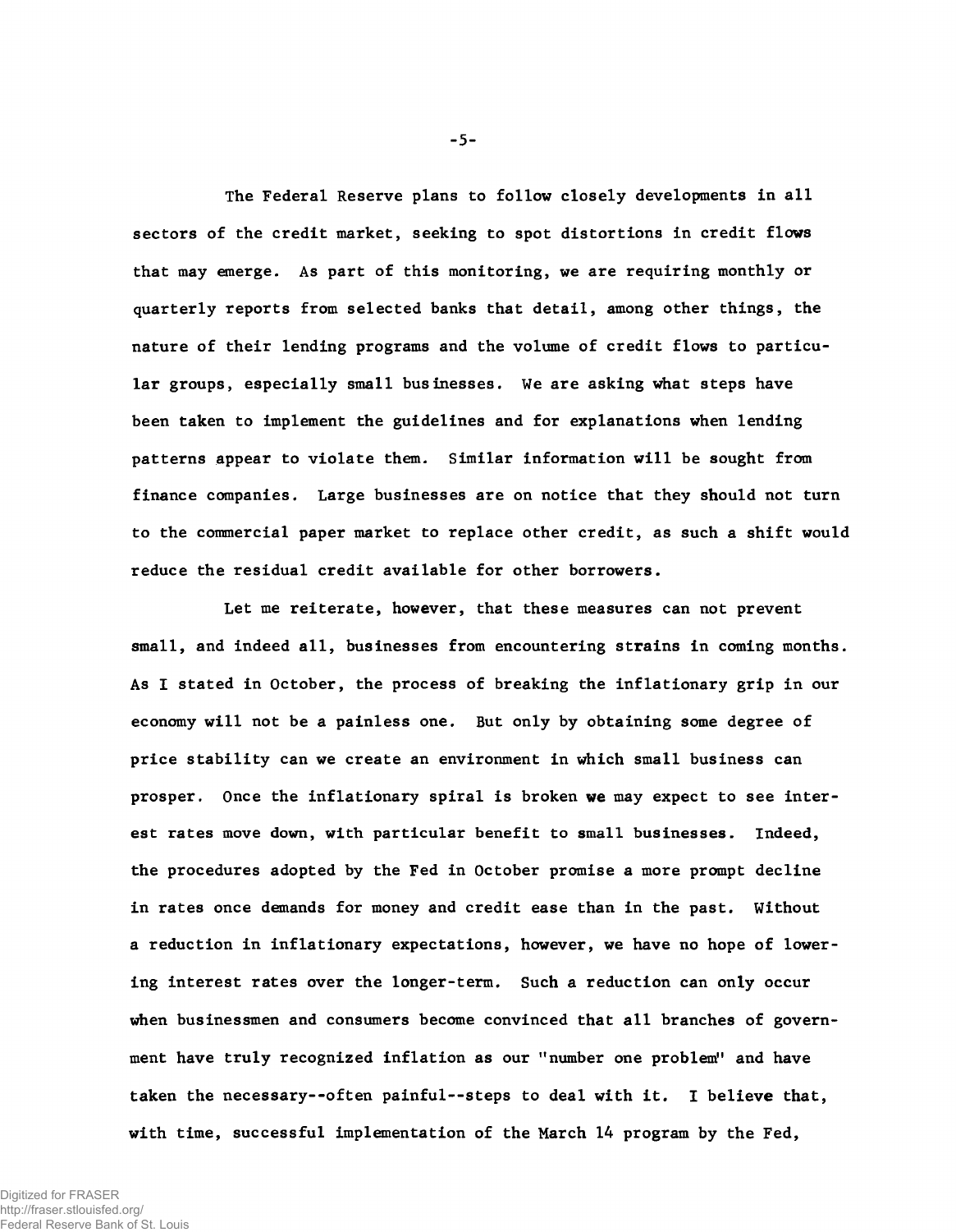The Federal Reserve plans to follow closely developments in all sectors of the credit market, seeking to spot distortions in credit flows that may emerge. As part of this monitoring, we are requiring monthly or quarterly reports from selected banks that detail, among other things, the nature of their lending programs and the volume of credit flows to particular groups, especially small businesses. We are asking what steps have been taken to implement the guidelines and for explanations when lending patterns appear to violate them. Similar information will be sought from finance companies. Large businesses are on notice that they should not turn to the commercial paper market to replace other credit, as such a shift would reduce the residual credit available for other borrowers.

Let me reiterate, however, that these measures can not prevent small, and indeed all, businesses from encountering strains in coming months. As I stated in October, the process of breaking the inflationary grip in our economy will not be a painless one. But only by obtaining some degree of price stability can we create an environment in which small business can prosper. Once the inflationary spiral is broken we may expect to see interest rates move down, with particular benefit to small businesses. Indeed, the procedures adopted by the Fed in October promise a more prompt decline in rates once demands for money and credit ease than in the past. Without a reduction in inflationary expectations, however, we have no hope of lowering interest rates over the longer-term. Such a reduction can only occur when businessmen and consumers become convinced that all branches of government have truly recognized inflation as our "number one problem" and have taken the necessary--often painful--steps to deal with it. I believe that, with time, successful implementation of the March 14 program by the Fed,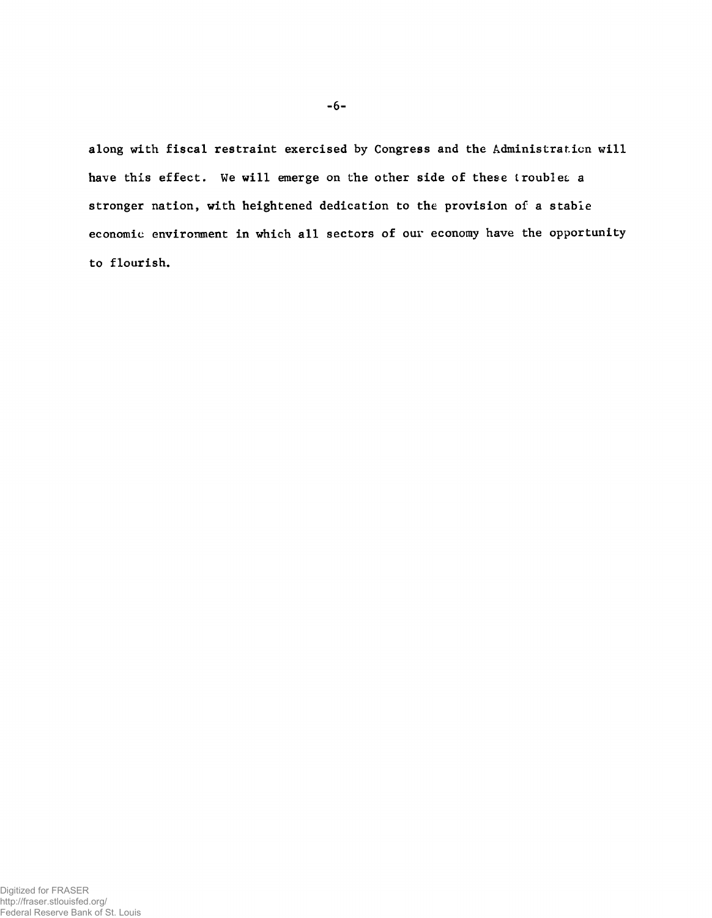along with fiscal restraint exercised by Congress and the Administration will have this effect. We will emerge on the other side of these troubles a stronger nation, with heightened dedication to the provision of a stable economic environment in which all sectors of our economy have the opportunity to flourish.